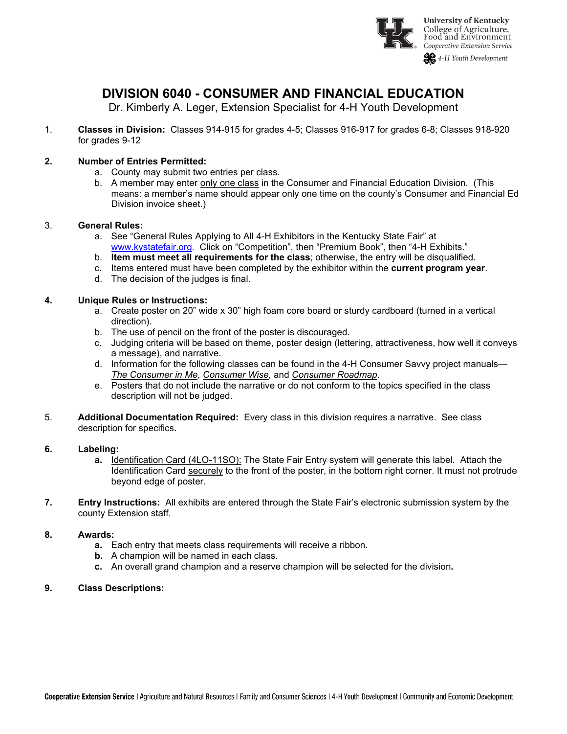University of Kentucky
College of Agriculture, Food and Environment
Cooperative Extension Service
4-H Youth Development

# DIVISION 6040 - CONSUMER AND FINANCIAL EDUCATION

Dr. Kimberly A. Leger, Extension Specialist for 4-H Youth Development

1. **Classes in Division:** Classes 914-915 for grades 4-5; Classes 916-917 for grades 6-8; Classes 918-920 for grades 9-12

2. **Number of Entries Permitted:**
   a. County may submit two entries per class.
   b. A member may enter only one class in the Consumer and Financial Education Division. (This means: a member's name should appear only one time on the county's Consumer and Financial Ed Division invoice sheet.)

3. **General Rules:**
   a. See "General Rules Applying to All 4-H Exhibitors in the Kentucky State Fair" at www.kystatefair.org. Click on "Competition", then "Premium Book", then "4-H Exhibits."
   b. **Item must meet all requirements for the class**; otherwise, the entry will be disqualified.
   c. Items entered must have been completed by the exhibitor within the **current program year**.
   d. The decision of the judges is final.

4. **Unique Rules or Instructions:**
   a. Create poster on 20" wide x 30" high foam core board or sturdy cardboard (turned in a vertical direction).
   b. The use of pencil on the front of the poster is discouraged.
   c. Judging criteria will be based on theme, poster design (lettering, attractiveness, how well it conveys a message), and narrative.
   d. Information for the following classes can be found in the 4-H Consumer Savvy project manuals—*The Consumer in Me*, *Consumer Wise*, and *Consumer Roadmap*.
   e. Posters that do not include the narrative or do not conform to the topics specified in the class description will not be judged.

5. **Additional Documentation Required:** Every class in this division requires a narrative. See class description for specifics.

6. **Labeling:**
   **a.** Identification Card (4LO-11SO): The State Fair Entry system will generate this label. Attach the Identification Card securely to the front of the poster, in the bottom right corner. It must not protrude beyond edge of poster.

7. **Entry Instructions:** All exhibits are entered through the State Fair's electronic submission system by the county Extension staff.

8. **Awards:**
   **a.** Each entry that meets class requirements will receive a ribbon.
   **b.** A champion will be named in each class.
   **c.** An overall grand champion and a reserve champion will be selected for the division.

9. **Class Descriptions:**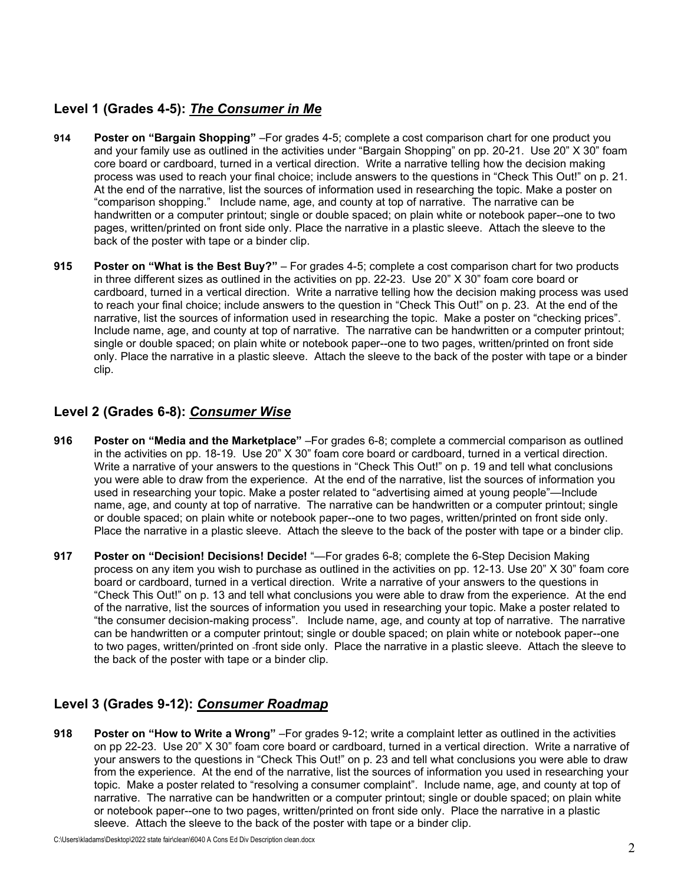## Level 1 (Grades 4-5): ***The Consumer in Me***

**914** **Poster on "Bargain Shopping"** –For grades 4-5; complete a cost comparison chart for one product you and your family use as outlined in the activities under "Bargain Shopping" on pp. 20-21. Use 20" X 30" foam core board or cardboard, turned in a vertical direction. Write a narrative telling how the decision making process was used to reach your final choice; include answers to the questions in "Check This Out!" on p. 21. At the end of the narrative, list the sources of information used in researching the topic. Make a poster on "comparison shopping." Include name, age, and county at top of narrative. The narrative can be handwritten or a computer printout; single or double spaced; on plain white or notebook paper--one to two pages, written/printed on front side only. Place the narrative in a plastic sleeve. Attach the sleeve to the back of the poster with tape or a binder clip.

**915** **Poster on "What is the Best Buy?"** – For grades 4-5; complete a cost comparison chart for two products in three different sizes as outlined in the activities on pp. 22-23. Use 20" X 30" foam core board or cardboard, turned in a vertical direction. Write a narrative telling how the decision making process was used to reach your final choice; include answers to the question in "Check This Out!" on p. 23. At the end of the narrative, list the sources of information used in researching the topic. Make a poster on "checking prices". Include name, age, and county at top of narrative. The narrative can be handwritten or a computer printout; single or double spaced; on plain white or notebook paper--one to two pages, written/printed on front side only. Place the narrative in a plastic sleeve. Attach the sleeve to the back of the poster with tape or a binder clip.

## Level 2 (Grades 6-8): ***Consumer Wise***

**916** **Poster on "Media and the Marketplace"** –For grades 6-8; complete a commercial comparison as outlined in the activities on pp. 18-19. Use 20" X 30" foam core board or cardboard, turned in a vertical direction. Write a narrative of your answers to the questions in "Check This Out!" on p. 19 and tell what conclusions you were able to draw from the experience. At the end of the narrative, list the sources of information you used in researching your topic. Make a poster related to "advertising aimed at young people"—Include name, age, and county at top of narrative. The narrative can be handwritten or a computer printout; single or double spaced; on plain white or notebook paper--one to two pages, written/printed on front side only. Place the narrative in a plastic sleeve. Attach the sleeve to the back of the poster with tape or a binder clip.

**917** **Poster on "Decision! Decisions! Decide!** "—For grades 6-8; complete the 6-Step Decision Making process on any item you wish to purchase as outlined in the activities on pp. 12-13. Use 20" X 30" foam core board or cardboard, turned in a vertical direction. Write a narrative of your answers to the questions in "Check This Out!" on p. 13 and tell what conclusions you were able to draw from the experience. At the end of the narrative, list the sources of information you used in researching your topic. Make a poster related to "the consumer decision-making process". Include name, age, and county at top of narrative. The narrative can be handwritten or a computer printout; single or double spaced; on plain white or notebook paper--one to two pages, written/printed on front side only. Place the narrative in a plastic sleeve. Attach the sleeve to the back of the poster with tape or a binder clip.

## Level 3 (Grades 9-12): ***Consumer Roadmap***

**918** **Poster on "How to Write a Wrong"** –For grades 9-12; write a complaint letter as outlined in the activities on pp 22-23. Use 20" X 30" foam core board or cardboard, turned in a vertical direction. Write a narrative of your answers to the questions in "Check This Out!" on p. 23 and tell what conclusions you were able to draw from the experience. At the end of the narrative, list the sources of information you used in researching your topic. Make a poster related to "resolving a consumer complaint". Include name, age, and county at top of narrative. The narrative can be handwritten or a computer printout; single or double spaced; on plain white or notebook paper--one to two pages, written/printed on front side only. Place the narrative in a plastic sleeve. Attach the sleeve to the back of the poster with tape or a binder clip.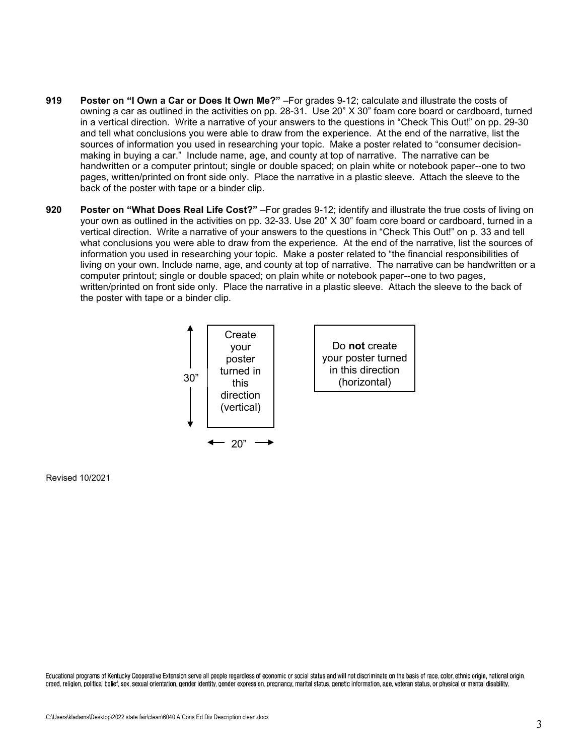**919 Poster on "I Own a Car or Does It Own Me?"** –For grades 9-12; calculate and illustrate the costs of owning a car as outlined in the activities on pp. 28-31. Use 20" X 30" foam core board or cardboard, turned in a vertical direction. Write a narrative of your answers to the questions in "Check This Out!" on pp. 29-30 and tell what conclusions you were able to draw from the experience. At the end of the narrative, list the sources of information you used in researching your topic. Make a poster related to "consumer decision-making in buying a car." Include name, age, and county at top of narrative. The narrative can be handwritten or a computer printout; single or double spaced; on plain white or notebook paper--one to two pages, written/printed on front side only. Place the narrative in a plastic sleeve. Attach the sleeve to the back of the poster with tape or a binder clip.

**920 Poster on "What Does Real Life Cost?"** –For grades 9-12; identify and illustrate the true costs of living on your own as outlined in the activities on pp. 32-33. Use 20" X 30" foam core board or cardboard, turned in a vertical direction. Write a narrative of your answers to the questions in "Check This Out!" on p. 33 and tell what conclusions you were able to draw from the experience. At the end of the narrative, list the sources of information you used in researching your topic. Make a poster related to "the financial responsibilities of living on your own. Include name, age, and county at top of narrative. The narrative can be handwritten or a computer printout; single or double spaced; on plain white or notebook paper--one to two pages, written/printed on front side only. Place the narrative in a plastic sleeve. Attach the sleeve to the back of the poster with tape or a binder clip.

30"

Create your poster turned in this direction (vertical)

20"

Do **not** create your poster turned in this direction (horizontal)

Revised 10/2021

Educational programs of Kentucky Cooperative Extension serve all people regardless of economic or social status and will not discriminate on the basis of race, color, ethnic origin, national origin, creed, religion, political belief, sex, sexual orientation, gender identity, gender expression, pregnancy, marital status, genetic information, age, veteran status, or physical or mental disability.

C:\Users\kladams\Desktop\2022 state fair\clean\6040 A Cons Ed Div Description clean.docx